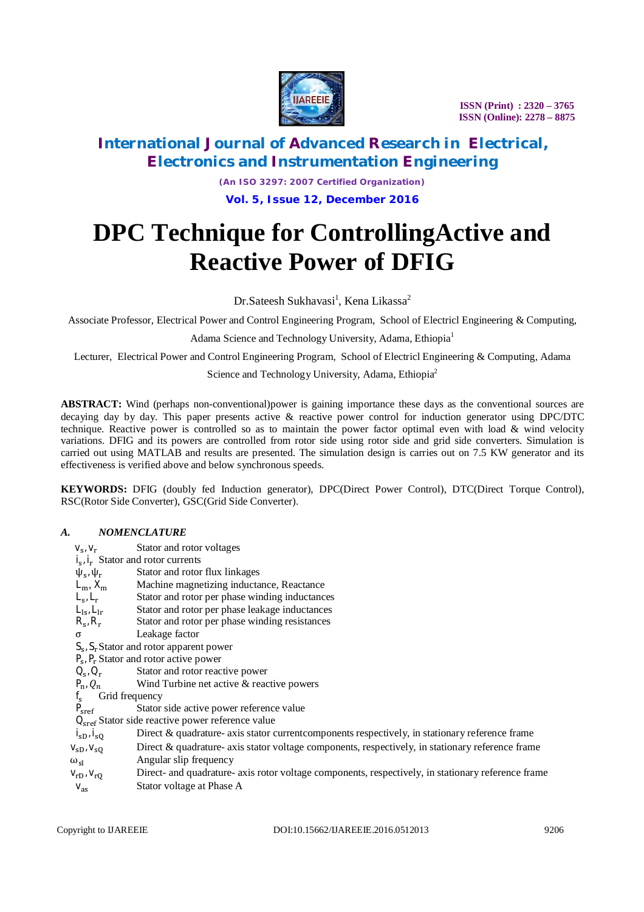# DPC Technique for ControllingActive and Reactive Power of DFIG

Dr.Sateesh Sukhavasi[1], Kena Likassa[2]

Associate Professor, Electrical Power and Control Engineering Program, School of Electricl Engineering & Computing, Adama Science and Technology University, Adama, Ethiopia[1]

Lecturer, Electrical Power and Control Engineering Program, School of Electricl Engineering & Computing, Adama Science and Technology University, Adama, Ethiopia[2]

**ABSTRACT:** Wind (perhaps non-conventional)power is gaining importance these days as the conventional sources are decaying day by day. This paper presents active & reactive power control for induction generator using DPC/DTC technique. Reactive power is controlled so as to maintain the power factor optimal even with load & wind velocity variations. DFIG and its powers are controlled from rotor side using rotor side and grid side converters. Simulation is carried out using MATLAB and results are presented. The simulation design is carries out on 7.5 KW generator and its effectiveness is verified above and below synchronous speeds.

**KEYWORDS:** DFIG (doubly fed Induction generator), DPC(Direct Power Control), DTC(Direct Torque Control), RSC(Rotor Side Converter), GSC(Grid Side Converter).

### *A. NOMENCLATURE*

| | |
|---|---|
| $v_s, v_r$ | Stator and rotor voltages |
| $i_s, i_r$ | Stator and rotor currents |
| $\psi_s, \psi_r$ | Stator and rotor flux linkages |
| $L_m$, $X_m$ | Machine magnetizing inductance, Reactance |
| $L_s, L_r$ | Stator and rotor per phase winding inductances |
| $L_{ls}, L_{lr}$ | Stator and rotor per phase leakage inductances |
| $R_s, R_r$ | Stator and rotor per phase winding resistances |
| $\sigma$ | Leakage factor |
| $S_s, S_r$ | Stator and rotor apparent power |
| $P_s, P_r$ | Stator and rotor active power |
| $Q_s, Q_r$ | Stator and rotor reactive power |
| $P_n, Q_n$ | Wind Turbine net active & reactive powers |
| $f_s$ | Grid frequency |
| $P_{sref}$ | Stator side active power reference value |
| $Q_{sref}$ | Stator side reactive power reference value |
| $i_{sD}, i_{sQ}$ | Direct & quadrature- axis stator currentcomponents respectively, in stationary reference frame |
| $v_{sD}, v_{sQ}$ | Direct & quadrature- axis stator voltage components, respectively, in stationary reference frame |
| $\omega_{sl}$ | Angular slip frequency |
| $v_{rD}, v_{rQ}$ | Direct- and quadrature- axis rotor voltage components, respectively, in stationary reference frame |
| $v_{as}$ | Stator voltage at Phase A |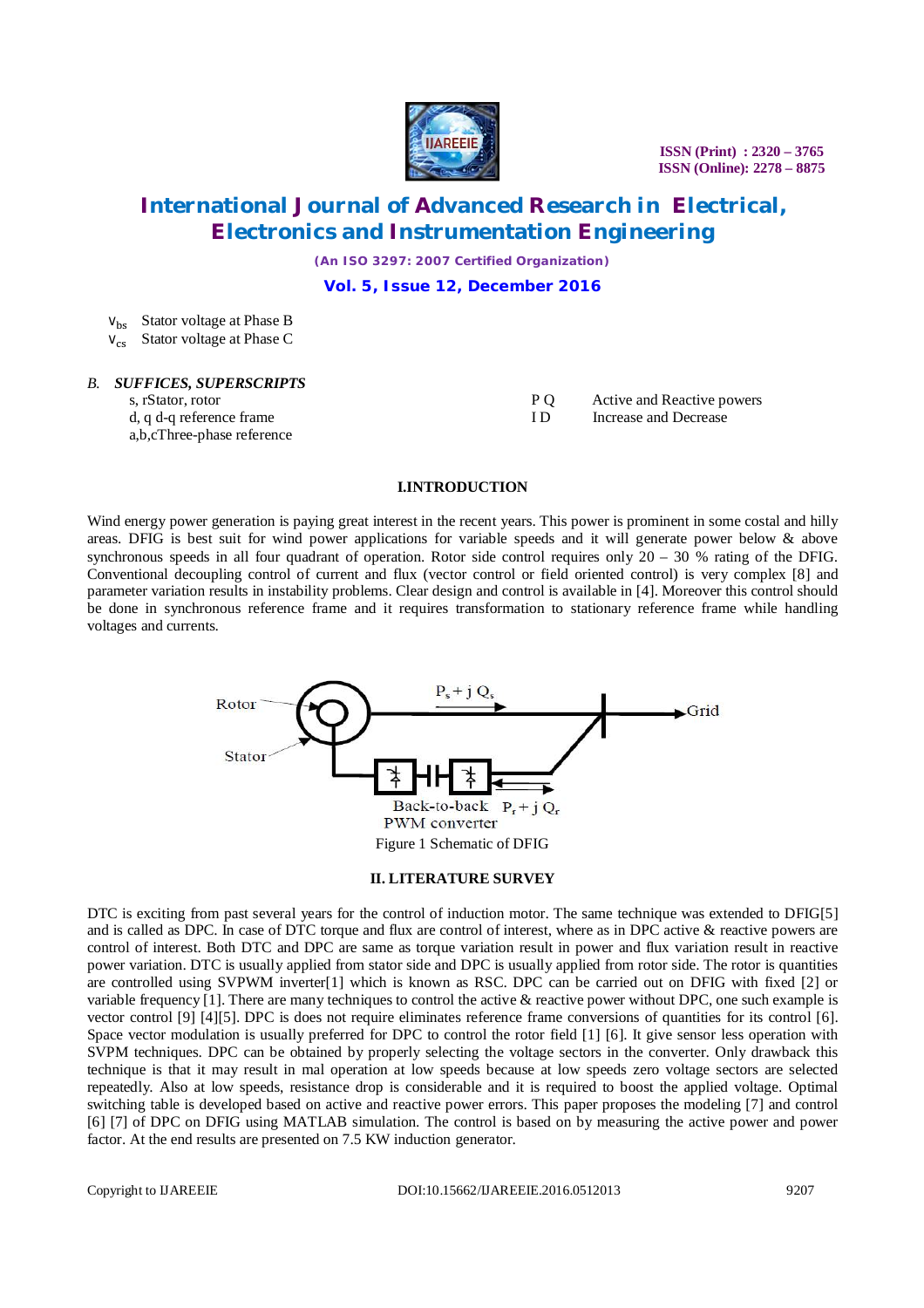$v_{bs}$ Stator voltage at Phase B
$v_{cs}$ Stator voltage at Phase C

*B.* ***SUFFICES, SUPERSCRIPTS***

s, rStator, rotor
d, q d-q reference frame
a,b,cThree-phase reference

P Q Active and Reactive powers
I D Increase and Decrease

## I.INTRODUCTION

Wind energy power generation is paying great interest in the recent years. This power is prominent in some costal and hilly areas. DFIG is best suit for wind power applications for variable speeds and it will generate power below & above synchronous speeds in all four quadrant of operation. Rotor side control requires only 20 – 30 % rating of the DFIG. Conventional decoupling control of current and flux (vector control or field oriented control) is very complex [8] and parameter variation results in instability problems. Clear design and control is available in [4]. Moreover this control should be done in synchronous reference frame and it requires transformation to stationary reference frame while handling voltages and currents.

Figure 1 Schematic of DFIG

## II. LITERATURE SURVEY

DTC is exciting from past several years for the control of induction motor. The same technique was extended to DFIG[5] and is called as DPC. In case of DTC torque and flux are control of interest, where as in DPC active & reactive powers are control of interest. Both DTC and DPC are same as torque variation result in power and flux variation result in reactive power variation. DTC is usually applied from stator side and DPC is usually applied from rotor side. The rotor is quantities are controlled using SVPWM inverter[1] which is known as RSC. DPC can be carried out on DFIG with fixed [2] or variable frequency [1]. There are many techniques to control the active & reactive power without DPC, one such example is vector control [9] [4][5]. DPC is does not require eliminates reference frame conversions of quantities for its control [6]. Space vector modulation is usually preferred for DPC to control the rotor field [1] [6]. It give sensor less operation with SVPM techniques. DPC can be obtained by properly selecting the voltage sectors in the converter. Only drawback this technique is that it may result in mal operation at low speeds because at low speeds zero voltage sectors are selected repeatedly. Also at low speeds, resistance drop is considerable and it is required to boost the applied voltage. Optimal switching table is developed based on active and reactive power errors. This paper proposes the modeling [7] and control [6] [7] of DPC on DFIG using MATLAB simulation. The control is based on by measuring the active power and power factor. At the end results are presented on 7.5 KW induction generator.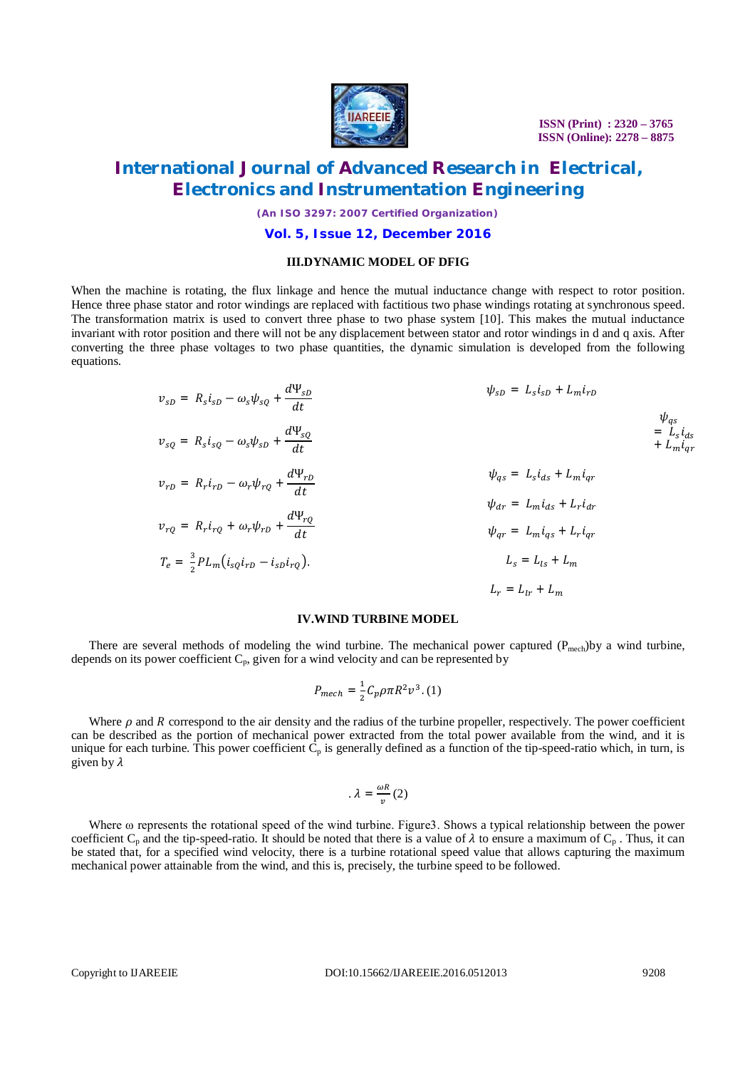### III.DYNAMIC MODEL OF DFIG

When the machine is rotating, the flux linkage and hence the mutual inductance change with respect to rotor position. Hence three phase stator and rotor windings are replaced with factitious two phase windings rotating at synchronous speed. The transformation matrix is used to convert three phase to two phase system [10]. This makes the mutual inductance invariant with rotor position and there will not be any displacement between stator and rotor windings in d and q axis. After converting the three phase voltages to two phase quantities, the dynamic simulation is developed from the following equations.

$$v_{sD} = R_s i_{sD} - \omega_s \psi_{sQ} + \frac{d\Psi_{sD}}{dt}$$

$$v_{sQ} = R_s i_{sQ} - \omega_s \psi_{sD} + \frac{d\Psi_{sQ}}{dt}$$

$$v_{rD} = R_r i_{rD} - \omega_r \psi_{rQ} + \frac{d\Psi_{rD}}{dt}$$

$$v_{rQ} = R_r i_{rQ} + \omega_r \psi_{rD} + \frac{d\Psi_{rQ}}{dt}$$

$$T_e = \frac{3}{2} P L_m (i_{sQ} i_{rD} - i_{sD} i_{rQ}).$$

$$\psi_{sD} = L_s i_{sD} + L_m i_{rD}$$

$$\psi_{qs} = L_s i_{ds} + L_m i_{qr}$$

$$\psi_{qs} = L_s i_{ds} + L_m i_{qr}$$

$$\psi_{dr} = L_m i_{ds} + L_r i_{dr}$$

$$\psi_{qr} = L_m i_{qs} + L_r i_{qr}$$

$$L_s = L_{ls} + L_m$$

$$L_r = L_{lr} + L_m$$

### IV.WIND TURBINE MODEL

There are several methods of modeling the wind turbine. The mechanical power captured ($P_{mech}$)by a wind turbine, depends on its power coefficient $C_p$, given for a wind velocity and can be represented by

$$P_{mech} = \frac{1}{2} C_p \rho \pi R^2 v^3. (1)$$

Where $\rho$ and $R$ correspond to the air density and the radius of the turbine propeller, respectively. The power coefficient can be described as the portion of mechanical power extracted from the total power available from the wind, and it is unique for each turbine. This power coefficient $C_p$ is generally defined as a function of the tip-speed-ratio which, in turn, is given by $\lambda$

$$.\lambda = \frac{\omega R}{v} (2)$$

Where ω represents the rotational speed of the wind turbine. Figure3. Shows a typical relationship between the power coefficient $C_p$ and the tip-speed-ratio. It should be noted that there is a value of $\lambda$ to ensure a maximum of $C_p$ . Thus, it can be stated that, for a specified wind velocity, there is a turbine rotational speed value that allows capturing the maximum mechanical power attainable from the wind, and this is, precisely, the turbine speed to be followed.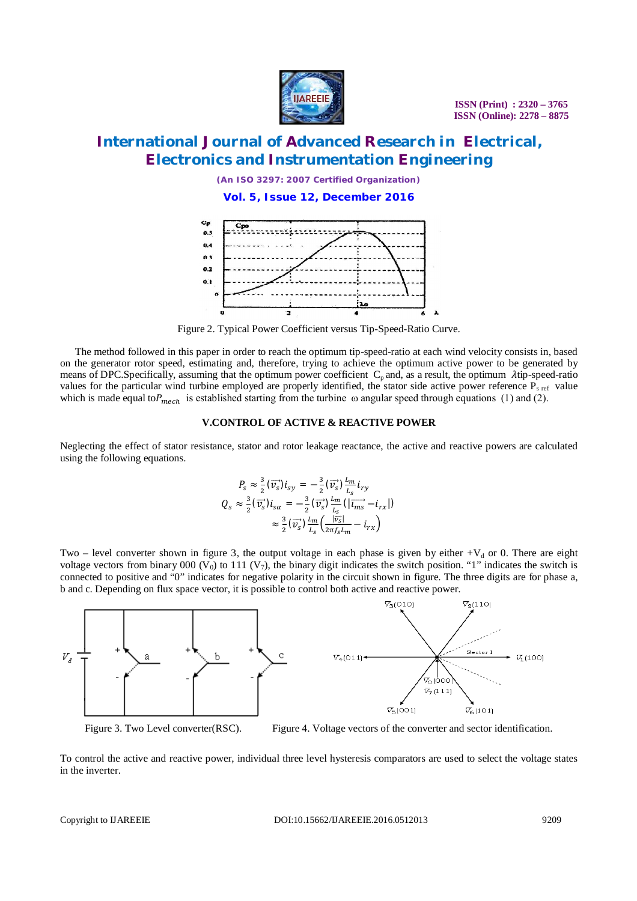Figure 2. Typical Power Coefficient versus Tip-Speed-Ratio Curve.

The method followed in this paper in order to reach the optimum tip-speed-ratio at each wind velocity consists in, based on the generator rotor speed, estimating and, therefore, trying to achieve the optimum active power to be generated by means of DPC.Specifically, assuming that the optimum power coefficient $C_p$ and, as a result, the optimum $\lambda$tip-speed-ratio values for the particular wind turbine employed are properly identified, the stator side active power reference $P_{s\ ref}$ value which is made equal to$P_{mech}$ is established starting from the turbine $\omega$ angular speed through equations (1) and (2).

### V.CONTROL OF ACTIVE & REACTIVE POWER

Neglecting the effect of stator resistance, stator and rotor leakage reactance, the active and reactive powers are calculated using the following equations.

$$P_s \approx \frac{3}{2}(\vec{v_s})i_{sy} = -\frac{3}{2}(\vec{v_s})\frac{L_m}{L_s}i_{ry}$$

$$Q_s \approx \frac{3}{2}(\vec{v_s})i_{s\alpha} = -\frac{3}{2}(\vec{v_s})\frac{L_m}{L_s}(|\vec{i_{ms}}| - i_{rx}|)$$

$$\approx \frac{3}{2}(\vec{v_s})\frac{L_m}{L_s}\left(\frac{|\vec{v_s}|}{2\pi f_s L_m} - i_{rx}\right)$$

Two – level converter shown in figure 3, the output voltage in each phase is given by either $+V_d$ or 0. There are eight voltage vectors from binary 000 ($V_0$) to 111 ($V_7$), the binary digit indicates the switch position. "1" indicates the switch is connected to positive and "0" indicates for negative polarity in the circuit shown in figure. The three digits are for phase a, b and c. Depending on flux space vector, it is possible to control both active and reactive power.

Figure 3. Two Level converter(RSC).

Figure 4. Voltage vectors of the converter and sector identification.

To control the active and reactive power, individual three level hysteresis comparators are used to select the voltage states in the inverter.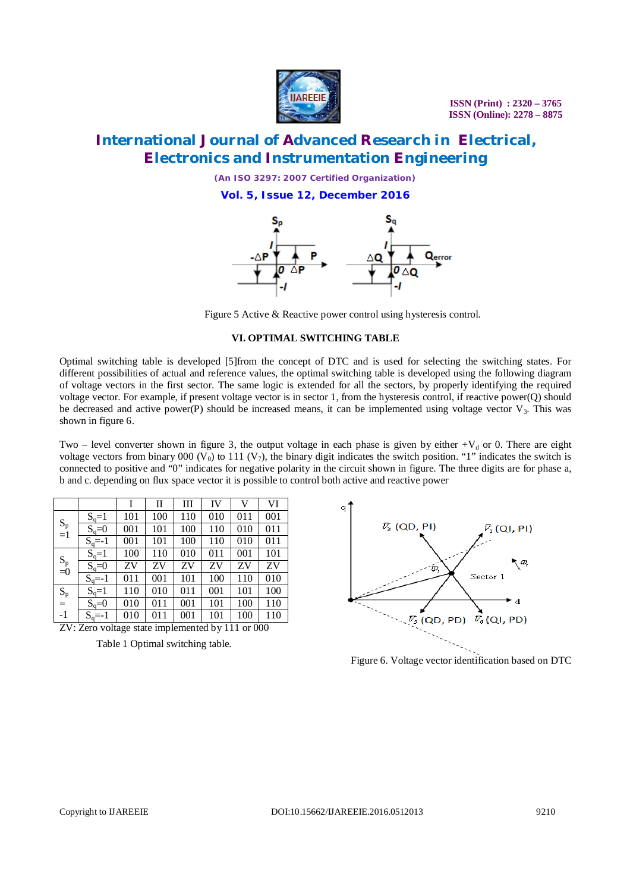Figure 5 Active & Reactive power control using hysteresis control.

## VI. OPTIMAL SWITCHING TABLE

Optimal switching table is developed [5]from the concept of DTC and is used for selecting the switching states. For different possibilities of actual and reference values, the optimal switching table is developed using the following diagram of voltage vectors in the first sector. The same logic is extended for all the sectors, by properly identifying the required voltage vector. For example, if present voltage vector is in sector 1, from the hysteresis control, if reactive power(Q) should be decreased and active power(P) should be increased means, it can be implemented using voltage vector $V_3$. This was shown in figure 6.

Two – level converter shown in figure 3, the output voltage in each phase is given by either $+V_d$ or 0. There are eight voltage vectors from binary 000 ($V_0$) to 111 ($V_7$), the binary digit indicates the switch position. "1" indicates the switch is connected to positive and "0" indicates for negative polarity in the circuit shown in figure. The three digits are for phase a, b and c. depending on flux space vector it is possible to control both active and reactive power

| | | I | II | III | IV | V | VI |
|---|---|---|---|---|---|---|---|
| $S_p$ =1 | $S_q$=1 | 101 | 100 | 110 | 010 | 011 | 001 |
| | $S_q$=0 | 001 | 101 | 100 | 110 | 010 | 011 |
| | $S_q$=-1 | 001 | 101 | 100 | 110 | 010 | 011 |
| $S_p$ =0 | $S_q$=1 | 100 | 110 | 010 | 011 | 001 | 101 |
| | $S_q$=0 | ZV | ZV | ZV | ZV | ZV | ZV |
| | $S_q$=-1 | 011 | 001 | 101 | 100 | 110 | 010 |
| $S_p$ = -1 | $S_q$=1 | 110 | 010 | 011 | 001 | 101 | 100 |
| | $S_q$=0 | 010 | 011 | 001 | 101 | 100 | 110 |
| | $S_q$=-1 | 010 | 011 | 001 | 101 | 100 | 110 |

ZV: Zero voltage state implemented by 111 or 000

Table 1 Optimal switching table.

Figure 6. Voltage vector identification based on DTC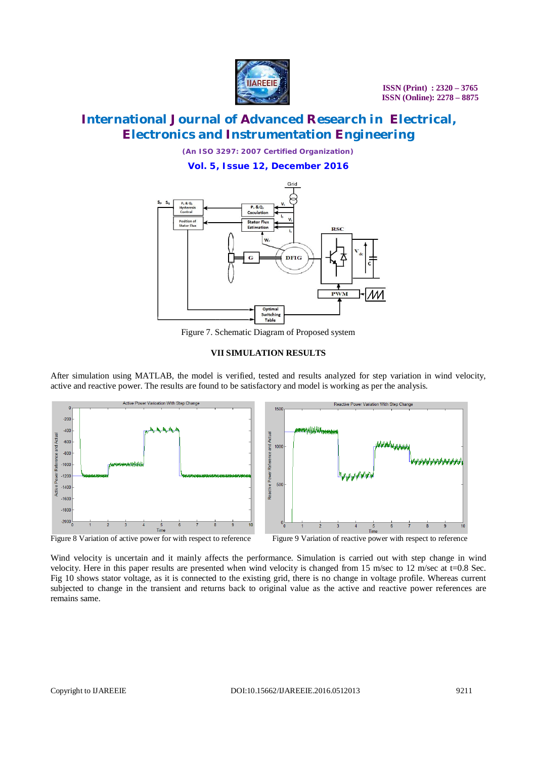Figure 7. Schematic Diagram of Proposed system

## VII SIMULATION RESULTS

After simulation using MATLAB, the model is verified, tested and results analyzed for step variation in wind velocity, active and reactive power. The results are found to be satisfactory and model is working as per the analysis.

Figure 8 Variation of active power for with respect to reference

Figure 9 Variation of reactive power with respect to reference

Wind velocity is uncertain and it mainly affects the performance. Simulation is carried out with step change in wind velocity. Here in this paper results are presented when wind velocity is changed from 15 m/sec to 12 m/sec at t=0.8 Sec. Fig 10 shows stator voltage, as it is connected to the existing grid, there is no change in voltage profile. Whereas current subjected to change in the transient and returns back to original value as the active and reactive power references are remains same.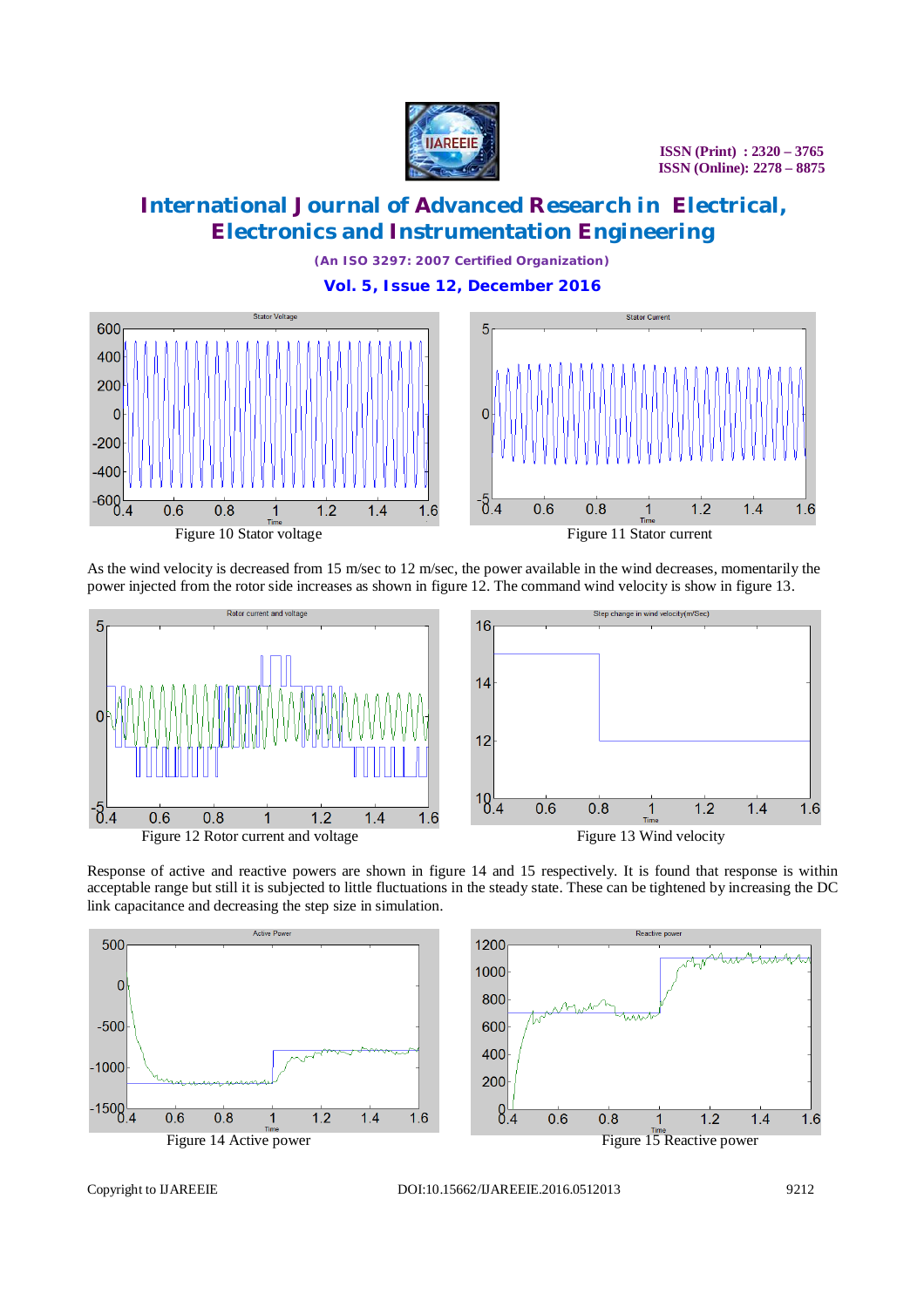Figure 10 Stator voltage

Figure 11 Stator current

As the wind velocity is decreased from 15 m/sec to 12 m/sec, the power available in the wind decreases, momentarily the power injected from the rotor side increases as shown in figure 12. The command wind velocity is show in figure 13.

Figure 12 Rotor current and voltage

Figure 13 Wind velocity

Response of active and reactive powers are shown in figure 14 and 15 respectively. It is found that response is within acceptable range but still it is subjected to little fluctuations in the steady state. These can be tightened by increasing the DC link capacitance and decreasing the step size in simulation.

Figure 14 Active power

Figure 15 Reactive power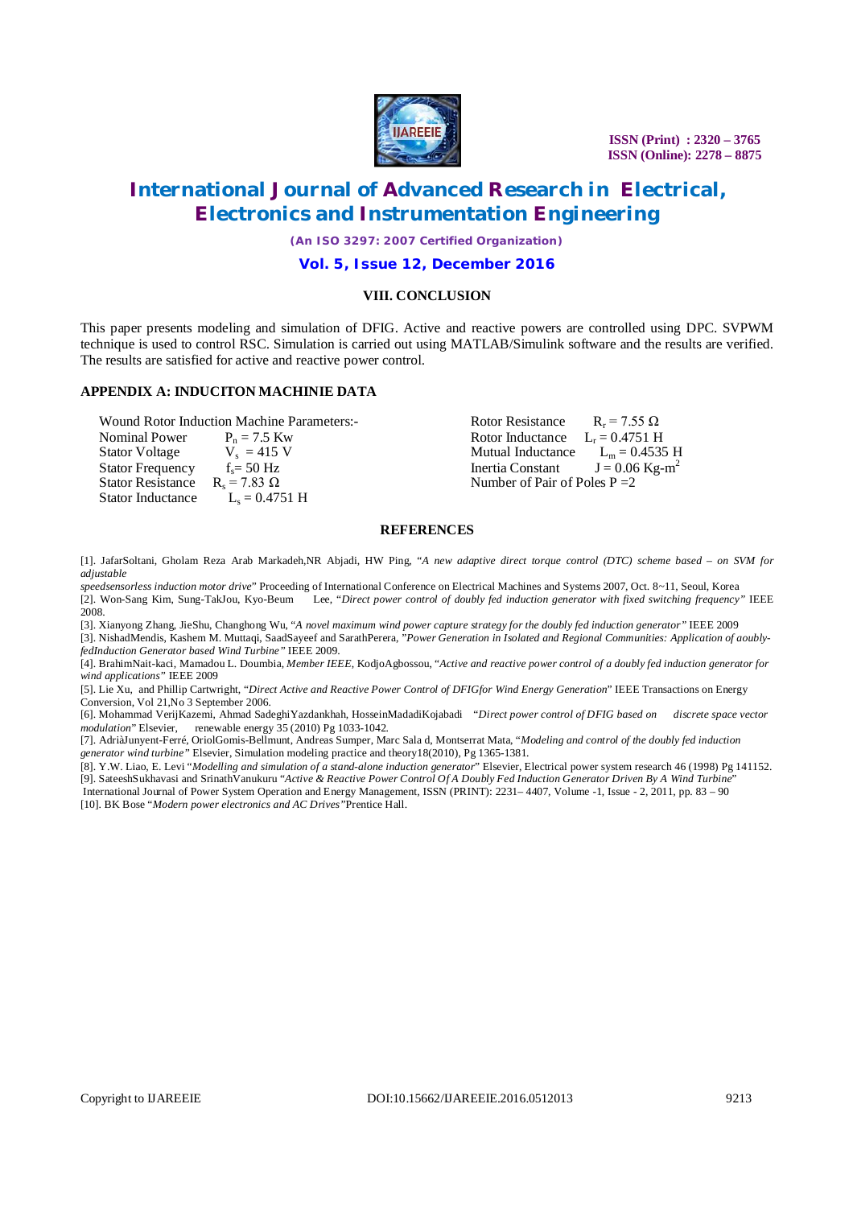## VIII. CONCLUSION

This paper presents modeling and simulation of DFIG. Active and reactive powers are controlled using DPC. SVPWM technique is used to control RSC. Simulation is carried out using MATLAB/Simulink software and the results are verified. The results are satisfied for active and reactive power control.

## APPENDIX A: INDUCITON MACHINIE DATA

Wound Rotor Induction Machine Parameters:-

| | |
|---|---|
| Nominal Power | $P_n = 7.5$ Kw |
| Stator Voltage | $V_s = 415$ V |
| Stator Frequency | $f_s = 50$ Hz |
| Stator Resistance | $R_s = 7.83\ \Omega$ |
| Stator Inductance | $L_s = 0.4751$ H |
| Rotor Resistance | $R_r = 7.55\ \Omega$ |
| Rotor Inductance | $L_r = 0.4751$ H |
| Mutual Inductance | $L_m = 0.4535$ H |
| Inertia Constant | $J = 0.06$ Kg-m$^2$ |
| Number of Pair of Poles | $P = 2$ |

## REFERENCES

[1]. JafarSoltani, Gholam Reza Arab Markadeh,NR Abjadi, HW Ping, "*A new adaptive direct torque control (DTC) scheme based – on SVM for adjustable speedsensorless induction motor drive*" Proceeding of International Conference on Electrical Machines and Systems 2007, Oct. 8~11, Seoul, Korea

[2]. Won-Sang Kim, Sung-TakJou, Kyo-Beum Lee, "*Direct power control of doubly fed induction generator with fixed switching frequency*" IEEE 2008.

[3]. Xianyong Zhang, JieShu, Changhong Wu, "*A novel maximum wind power capture strategy for the doubly fed induction generator*" IEEE 2009

[3]. NishadMendis, Kashem M. Muttaqi, SaadSayeef and SarathPerera, "*Power Generation in Isolated and Regional Communities: Application of aoubly-fedInduction Generator based Wind Turbine*" IEEE 2009.

[4]. BrahimNait-kaci, Mamadou L. Doumbia, *Member IEEE*, KodjoAgbossou, "*Active and reactive power control of a doubly fed induction generator for wind applications*" IEEE 2009

[5]. Lie Xu, and Phillip Cartwright, "*Direct Active and Reactive Power Control of DFIGfor Wind Energy Generation*" IEEE Transactions on Energy Conversion, Vol 21,No 3 September 2006.

[6]. Mohammad VerijKazemi, Ahmad SadeghiYazdankhah, HosseinMadadiKojabadi "*Direct power control of DFIG based on discrete space vector modulation*" Elsevier, renewable energy 35 (2010) Pg 1033-1042.

[7]. AdriàJunyent-Ferré, OriolGomis-Bellmunt, Andreas Sumper, Marc Sala d, Montserrat Mata, "*Modeling and control of the doubly fed induction generator wind turbine*" Elsevier, Simulation modeling practice and theory18(2010), Pg 1365-1381.

[8]. Y.W. Liao, E. Levi "*Modelling and simulation of a stand-alone induction generator*" Elsevier, Electrical power system research 46 (1998) Pg 141152.

[9]. SateeshSukhavasi and SrinathVanukuru "*Active & Reactive Power Control Of A Doubly Fed Induction Generator Driven By A Wind Turbine*" International Journal of Power System Operation and Energy Management, ISSN (PRINT): 2231– 4407, Volume -1, Issue - 2, 2011, pp. 83 – 90

[10]. BK Bose "*Modern power electronics and AC Drives*"Prentice Hall.